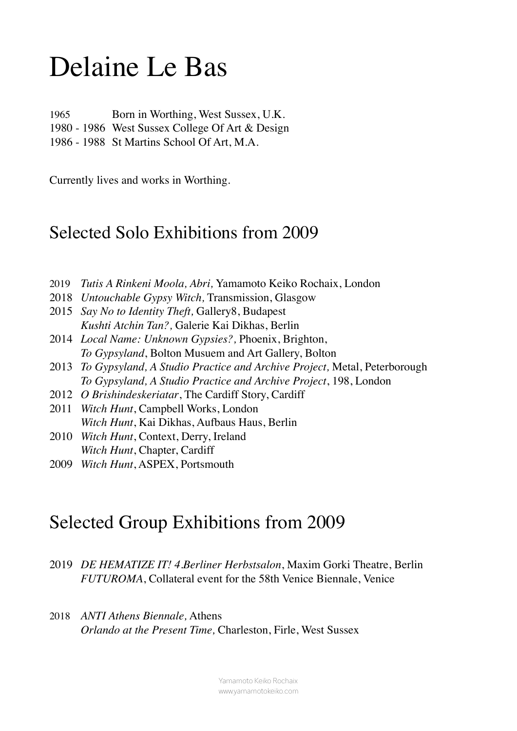# Delaine Le Bas

1965 Born in Worthing, West Sussex, U.K.
1980 - 1986 West Sussex College Of Art & Design
1986 - 1988 St Martins School Of Art, M.A.

Currently lives and works in Worthing.

## Selected Solo Exhibitions from 2009

2019 *Tutis A Rinkeni Moola, Abri,* Yamamoto Keiko Rochaix, London
2018 *Untouchable Gypsy Witch,* Transmission, Glasgow
2015 *Say No to Identity Theft,* Gallery8, Budapest
*Kushti Atchin Tan?,* Galerie Kai Dikhas, Berlin
2014 *Local Name: Unknown Gypsies?,* Phoenix, Brighton,
*To Gypsyland*, Bolton Musuem and Art Gallery, Bolton
2013 *To Gypsyland, A Studio Practice and Archive Project,* Metal, Peterborough
*To Gypsyland, A Studio Practice and Archive Project*, 198, London
2012 *O Brishindeskeriatar*, The Cardiff Story, Cardiff
2011 *Witch Hunt*, Campbell Works, London
*Witch Hunt*, Kai Dikhas, Aufbaus Haus, Berlin
2010 *Witch Hunt*, Context, Derry, Ireland
*Witch Hunt*, Chapter, Cardiff
2009 *Witch Hunt*, ASPEX, Portsmouth

## Selected Group Exhibitions from 2009

2019 *DE HEMATIZE IT! 4.Berliner Herbstsalon*, Maxim Gorki Theatre, Berlin
*FUTUROMA*, Collateral event for the 58th Venice Biennale, Venice

2018 *ANTI Athens Biennale,* Athens
*Orlando at the Present Time,* Charleston, Firle, West Sussex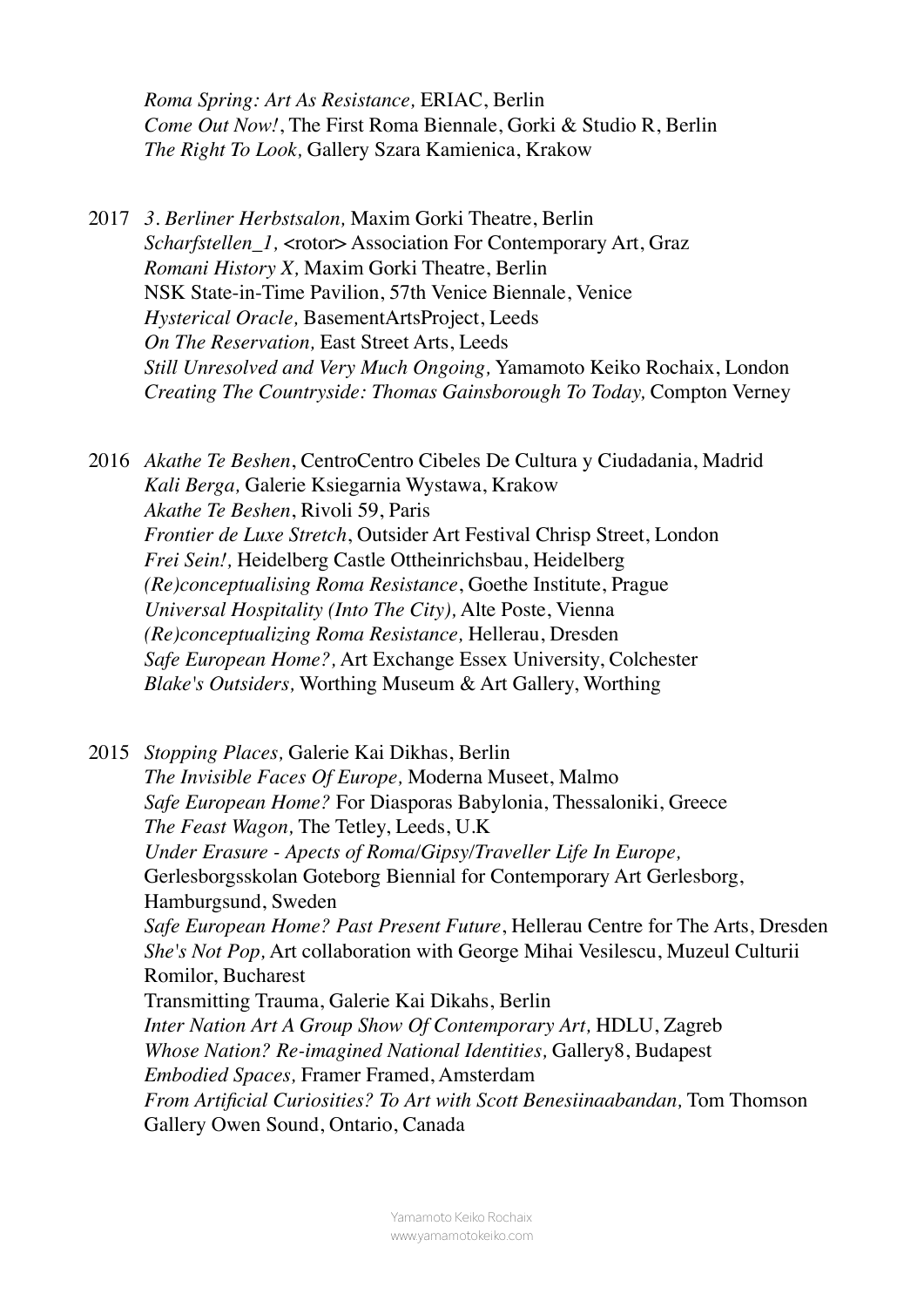*Roma Spring: Art As Resistance,* ERIAC, Berlin
*Come Out Now!*, The First Roma Biennale, Gorki & Studio R, Berlin
*The Right To Look,* Gallery Szara Kamienica, Krakow

2017 *3. Berliner Herbstsalon,* Maxim Gorki Theatre, Berlin
*Scharfstellen_1,* <rotor> Association For Contemporary Art, Graz
*Romani History X,* Maxim Gorki Theatre, Berlin
NSK State-in-Time Pavilion, 57th Venice Biennale, Venice
*Hysterical Oracle,* BasementArtsProject, Leeds
*On The Reservation,* East Street Arts, Leeds
*Still Unresolved and Very Much Ongoing,* Yamamoto Keiko Rochaix, London
*Creating The Countryside: Thomas Gainsborough To Today,* Compton Verney

2016 *Akathe Te Beshen*, CentroCentro Cibeles De Cultura y Ciudadania, Madrid
*Kali Berga,* Galerie Ksiegarnia Wystawa, Krakow
*Akathe Te Beshen*, Rivoli 59, Paris
*Frontier de Luxe Stretch*, Outsider Art Festival Chrisp Street, London
*Frei Sein!,* Heidelberg Castle Ottheinrichsbau, Heidelberg
*(Re)conceptualising Roma Resistance*, Goethe Institute, Prague
*Universal Hospitality (Into The City),* Alte Poste, Vienna
*(Re)conceptualizing Roma Resistance,* Hellerau, Dresden
*Safe European Home?,* Art Exchange Essex University, Colchester
*Blake's Outsiders,* Worthing Museum & Art Gallery, Worthing

2015 *Stopping Places,* Galerie Kai Dikhas, Berlin
*The Invisible Faces Of Europe,* Moderna Museet, Malmo
*Safe European Home?* For Diasporas Babylonia, Thessaloniki, Greece
*The Feast Wagon,* The Tetley, Leeds, U.K
*Under Erasure - Apects of Roma/Gipsy/Traveller Life In Europe,*
Gerlesborgsskolan Goteborg Biennial for Contemporary Art Gerlesborg, Hamburgsund, Sweden
*Safe European Home? Past Present Future*, Hellerau Centre for The Arts, Dresden
*She's Not Pop,* Art collaboration with George Mihai Vesilescu, Muzeul Culturii Romilor, Bucharest
Transmitting Trauma, Galerie Kai Dikahs, Berlin
*Inter Nation Art A Group Show Of Contemporary Art,* HDLU, Zagreb
*Whose Nation? Re-imagined National Identities,* Gallery8, Budapest
*Embodied Spaces,* Framer Framed, Amsterdam
*From Artificial Curiosities? To Art with Scott Benesiinaabandan,* Tom Thomson Gallery Owen Sound, Ontario, Canada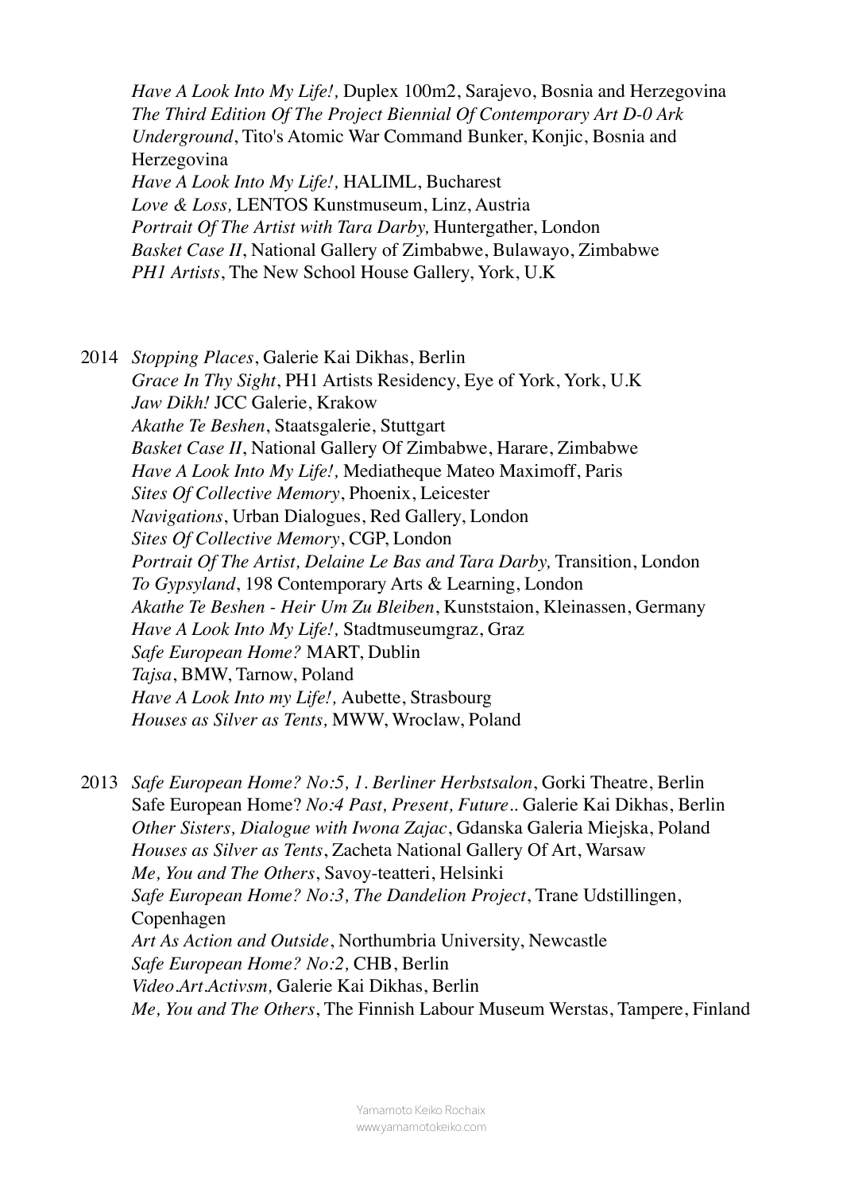*Have A Look Into My Life!,* Duplex 100m2, Sarajevo, Bosnia and Herzegovina
*The Third Edition Of The Project Biennial Of Contemporary Art D-0 Ark Underground*, Tito's Atomic War Command Bunker, Konjic, Bosnia and Herzegovina
*Have A Look Into My Life!,* HALIML, Bucharest
*Love & Loss,* LENTOS Kunstmuseum, Linz, Austria
*Portrait Of The Artist with Tara Darby,* Huntergather, London
*Basket Case II*, National Gallery of Zimbabwe, Bulawayo, Zimbabwe
*PH1 Artists*, The New School House Gallery, York, U.K

2014 *Stopping Places*, Galerie Kai Dikhas, Berlin
*Grace In Thy Sight*, PH1 Artists Residency, Eye of York, York, U.K
*Jaw Dikh!* JCC Galerie, Krakow
*Akathe Te Beshen*, Staatsgalerie, Stuttgart
*Basket Case II*, National Gallery Of Zimbabwe, Harare, Zimbabwe
*Have A Look Into My Life!,* Mediatheque Mateo Maximoff, Paris
*Sites Of Collective Memory*, Phoenix, Leicester
*Navigations*, Urban Dialogues, Red Gallery, London
*Sites Of Collective Memory*, CGP, London
*Portrait Of The Artist, Delaine Le Bas and Tara Darby,* Transition, London
*To Gypsyland*, 198 Contemporary Arts & Learning, London
*Akathe Te Beshen - Heir Um Zu Bleiben*, Kunststaion, Kleinassen, Germany
*Have A Look Into My Life!,* Stadtmuseumgraz, Graz
*Safe European Home?* MART, Dublin
*Tajsa*, BMW, Tarnow, Poland
*Have A Look Into my Life!,* Aubette, Strasbourg
*Houses as Silver as Tents,* MWW, Wroclaw, Poland

2013 *Safe European Home? No:5, 1. Berliner Herbstsalon*, Gorki Theatre, Berlin
Safe European Home? *No:4 Past, Present, Future..* Galerie Kai Dikhas, Berlin
*Other Sisters, Dialogue with Iwona Zajac*, Gdanska Galeria Miejska, Poland
*Houses as Silver as Tents*, Zacheta National Gallery Of Art, Warsaw
*Me, You and The Others*, Savoy-teatteri, Helsinki
*Safe European Home? No:3, The Dandelion Project*, Trane Udstillingen, Copenhagen
*Art As Action and Outside*, Northumbria University, Newcastle
*Safe European Home? No:2,* CHB, Berlin
*Video.Art.Activsm,* Galerie Kai Dikhas, Berlin
*Me, You and The Others*, The Finnish Labour Museum Werstas, Tampere, Finland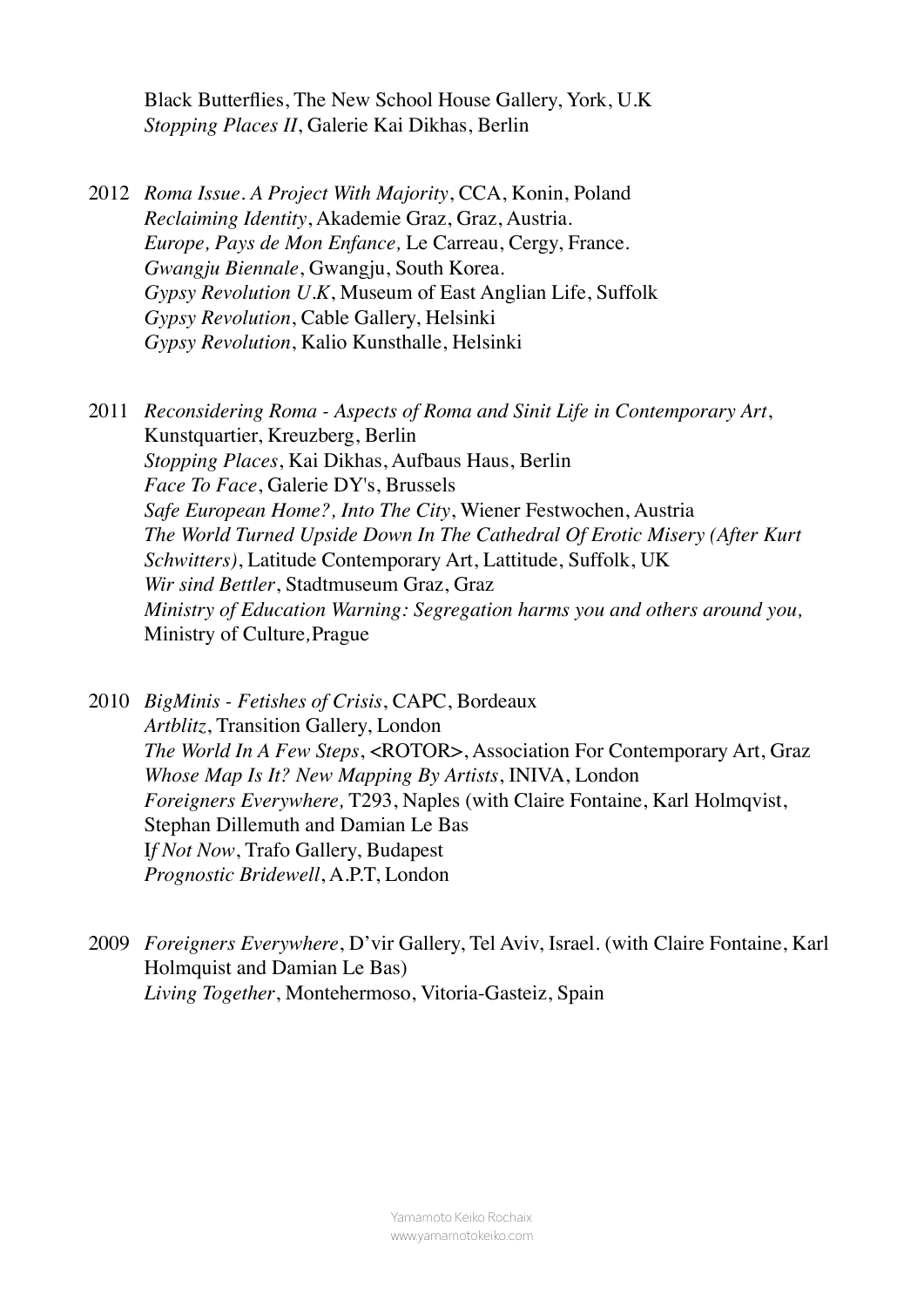Black Butterflies, The New School House Gallery, York, U.K
*Stopping Places II*, Galerie Kai Dikhas, Berlin

2012 *Roma Issue. A Project With Majority*, CCA, Konin, Poland
*Reclaiming Identity*, Akademie Graz, Graz, Austria.
*Europe, Pays de Mon Enfance,* Le Carreau, Cergy, France.
*Gwangju Biennale*, Gwangju, South Korea.
*Gypsy Revolution U.K*, Museum of East Anglian Life, Suffolk
*Gypsy Revolution*, Cable Gallery, Helsinki
*Gypsy Revolution*, Kalio Kunsthalle, Helsinki

2011 *Reconsidering Roma - Aspects of Roma and Sinit Life in Contemporary Art*, Kunstquartier, Kreuzberg, Berlin
*Stopping Places*, Kai Dikhas, Aufbaus Haus, Berlin
*Face To Face*, Galerie DY's, Brussels
*Safe European Home?, Into The City*, Wiener Festwochen, Austria
*The World Turned Upside Down In The Cathedral Of Erotic Misery (After Kurt Schwitters)*, Latitude Contemporary Art, Lattitude, Suffolk, UK
*Wir sind Bettler*, Stadtmuseum Graz, Graz
*Ministry of Education Warning: Segregation harms you and others around you,* Ministry of Culture, Prague

2010 *BigMinis - Fetishes of Crisis*, CAPC, Bordeaux
*Artblitz*, Transition Gallery, London
*The World In A Few Steps*, <ROTOR>, Association For Contemporary Art, Graz
*Whose Map Is It? New Mapping By Artists*, INIVA, London
*Foreigners Everywhere,* T293, Naples (with Claire Fontaine, Karl Holmqvist, Stephan Dillemuth and Damian Le Bas
I*f Not Now*, Trafo Gallery, Budapest
*Prognostic Bridewell*, A.P.T, London

2009 *Foreigners Everywhere*, D'vir Gallery, Tel Aviv, Israel. (with Claire Fontaine, Karl Holmquist and Damian Le Bas)
*Living Together*, Montehermoso, Vitoria-Gasteiz, Spain